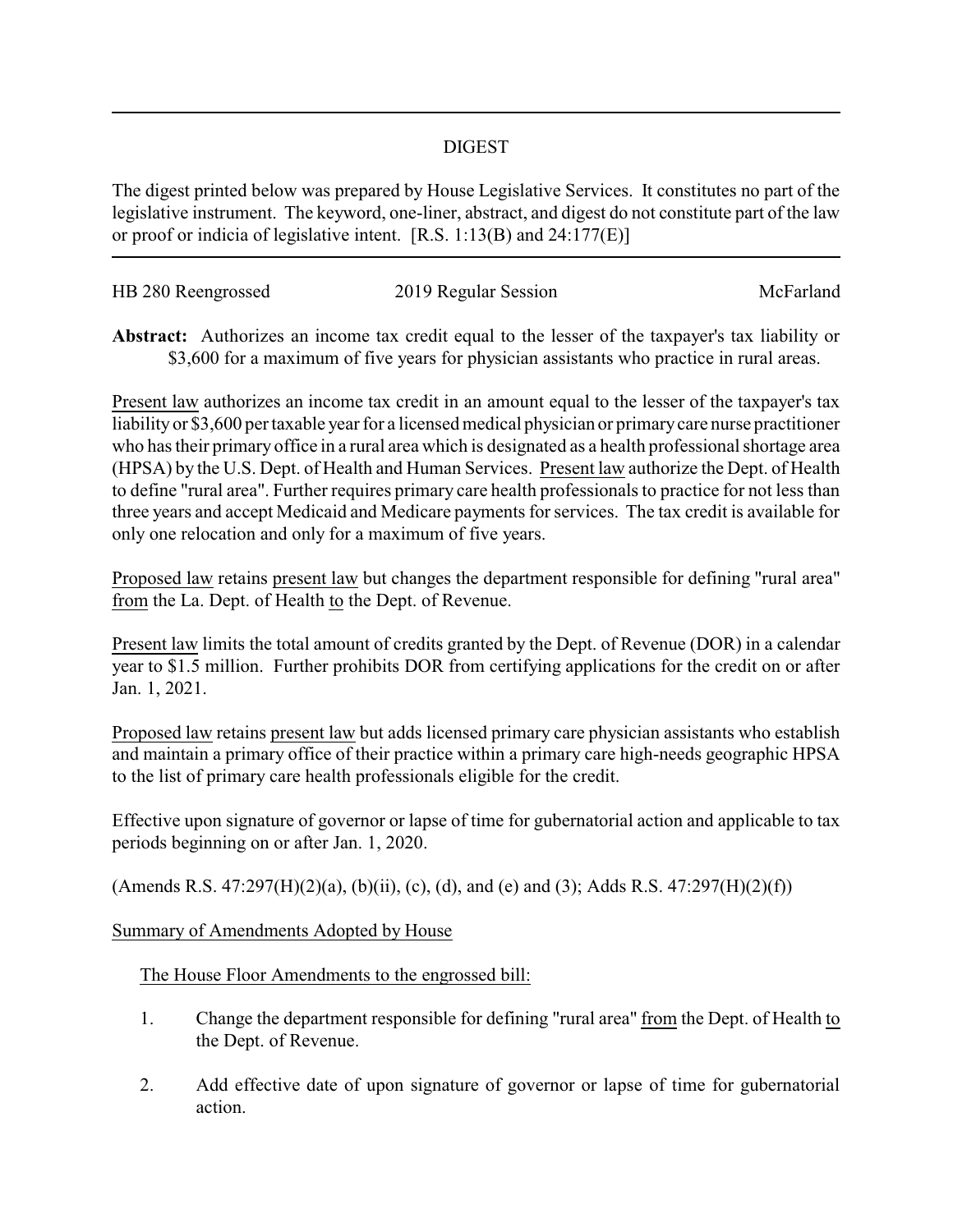## DIGEST

The digest printed below was prepared by House Legislative Services. It constitutes no part of the legislative instrument. The keyword, one-liner, abstract, and digest do not constitute part of the law or proof or indicia of legislative intent. [R.S. 1:13(B) and 24:177(E)]

HB 280 Reengrossed | 2019 Regular Session | McFarland

**Abstract:** Authorizes an income tax credit equal to the lesser of the taxpayer's tax liability or $3,600 for a maximum of five years for physician assistants who practice in rural areas.

Present law authorizes an income tax credit in an amount equal to the lesser of the taxpayer's tax liability or $3,600 per taxable year for a licensed medical physician or primary care nurse practitioner who has their primary office in a rural area which is designated as a health professional shortage area (HPSA) by the U.S. Dept. of Health and Human Services. Present law authorize the Dept. of Health to define "rural area". Further requires primary care health professionals to practice for not less than three years and accept Medicaid and Medicare payments for services. The tax credit is available for only one relocation and only for a maximum of five years.

Proposed law retains present law but changes the department responsible for defining "rural area" from the La. Dept. of Health to the Dept. of Revenue.

Present law limits the total amount of credits granted by the Dept. of Revenue (DOR) in a calendar year to $1.5 million. Further prohibits DOR from certifying applications for the credit on or after Jan. 1, 2021.

Proposed law retains present law but adds licensed primary care physician assistants who establish and maintain a primary office of their practice within a primary care high-needs geographic HPSA to the list of primary care health professionals eligible for the credit.

Effective upon signature of governor or lapse of time for gubernatorial action and applicable to tax periods beginning on or after Jan. 1, 2020.

(Amends R.S. 47:297(H)(2)(a), (b)(ii), (c), (d), and (e) and (3); Adds R.S. 47:297(H)(2)(f))

Summary of Amendments Adopted by House

The House Floor Amendments to the engrossed bill:

1. Change the department responsible for defining "rural area" from the Dept. of Health to the Dept. of Revenue.
2. Add effective date of upon signature of governor or lapse of time for gubernatorial action.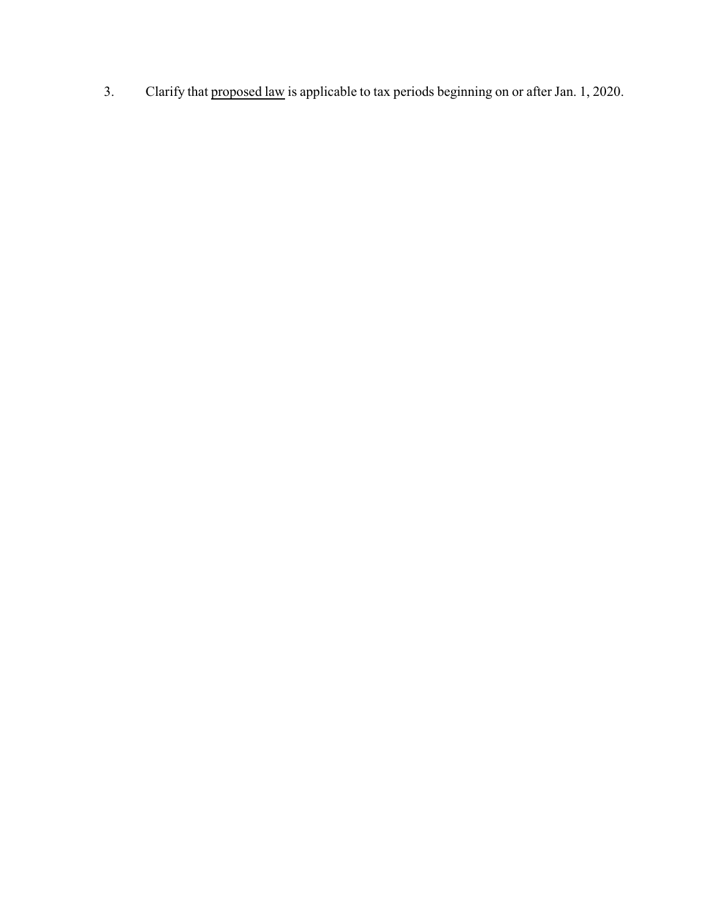3. Clarify that proposed law is applicable to tax periods beginning on or after Jan. 1, 2020.